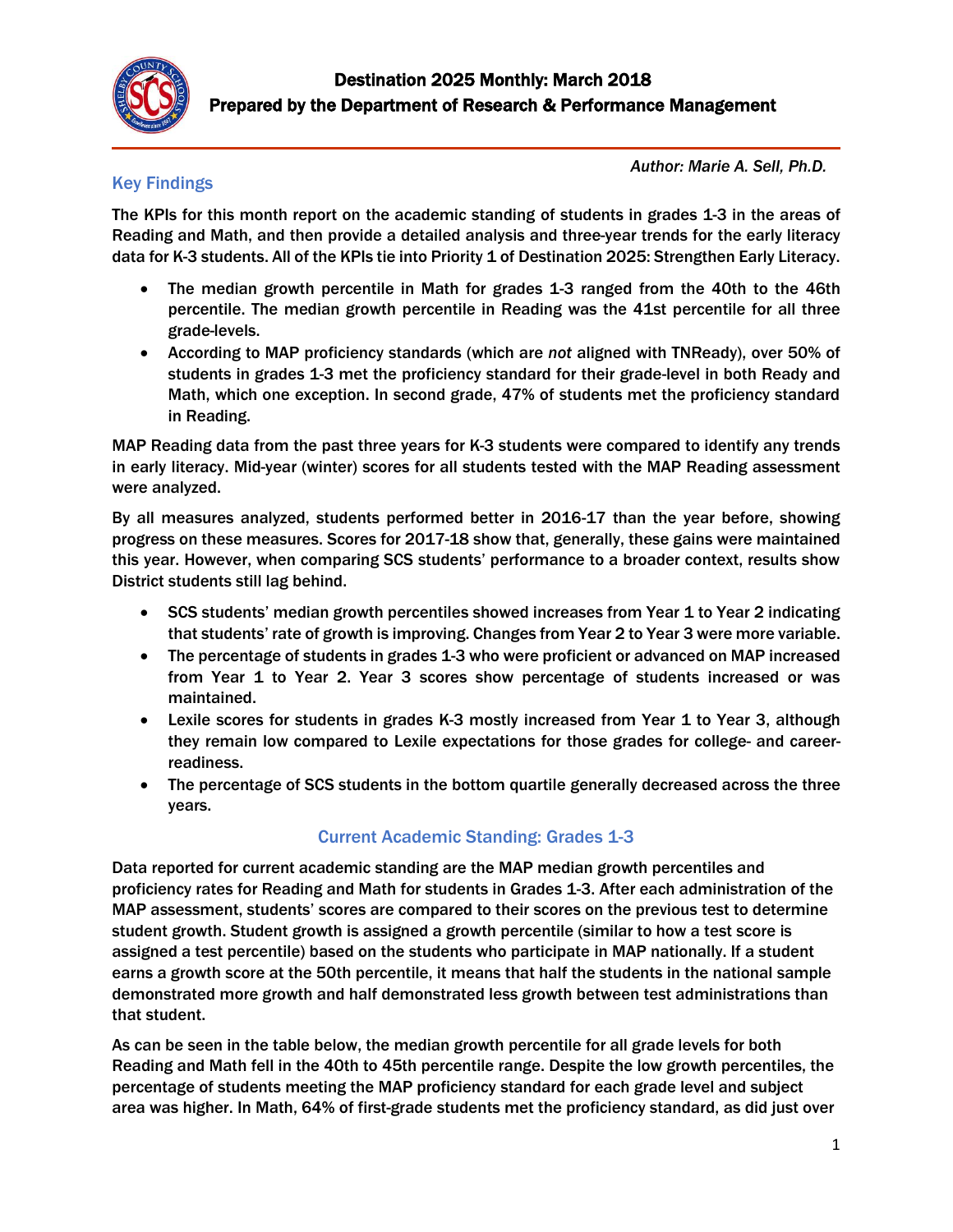# Destination 2025 Monthly: March 2018

## Prepared by the Department of Research & Performance Management

*Author: Marie A. Sell, Ph.D.*

## Key Findings

**The KPIs for this month report on the academic standing of students in grades 1-3 in the areas of Reading and Math, and then provide a detailed analysis and three-year trends for the early literacy data for K-3 students. All of the KPIs tie into Priority 1 of Destination 2025: Strengthen Early Literacy.**

- **The median growth percentile in Math for grades 1-3 ranged from the 40th to the 46th percentile. The median growth percentile in Reading was the 41st percentile for all three grade-levels.**
- **According to MAP proficiency standards (which are *not* aligned with TNReady), over 50% of students in grades 1-3 met the proficiency standard for their grade-level in both Ready and Math, which one exception. In second grade, 47% of students met the proficiency standard in Reading.**

**MAP Reading data from the past three years for K-3 students were compared to identify any trends in early literacy. Mid-year (winter) scores for all students tested with the MAP Reading assessment were analyzed.**

**By all measures analyzed, students performed better in 2016-17 than the year before, showing progress on these measures. Scores for 2017-18 show that, generally, these gains were maintained this year. However, when comparing SCS students' performance to a broader context, results show District students still lag behind.**

- **SCS students' median growth percentiles showed increases from Year 1 to Year 2 indicating that students' rate of growth is improving. Changes from Year 2 to Year 3 were more variable.**
- **The percentage of students in grades 1-3 who were proficient or advanced on MAP increased from Year 1 to Year 2. Year 3 scores show percentage of students increased or was maintained.**
- **Lexile scores for students in grades K-3 mostly increased from Year 1 to Year 3, although they remain low compared to Lexile expectations for those grades for college- and career-readiness.**
- **The percentage of SCS students in the bottom quartile generally decreased across the three years.**

## Current Academic Standing: Grades 1-3

**Data reported for current academic standing are the MAP median growth percentiles and proficiency rates for Reading and Math for students in Grades 1-3. After each administration of the MAP assessment, students' scores are compared to their scores on the previous test to determine student growth. Student growth is assigned a growth percentile (similar to how a test score is assigned a test percentile) based on the students who participate in MAP nationally. If a student earns a growth score at the 50th percentile, it means that half the students in the national sample demonstrated more growth and half demonstrated less growth between test administrations than that student.**

**As can be seen in the table below, the median growth percentile for all grade levels for both Reading and Math fell in the 40th to 45th percentile range. Despite the low growth percentiles, the percentage of students meeting the MAP proficiency standard for each grade level and subject area was higher. In Math, 64% of first-grade students met the proficiency standard, as did just over**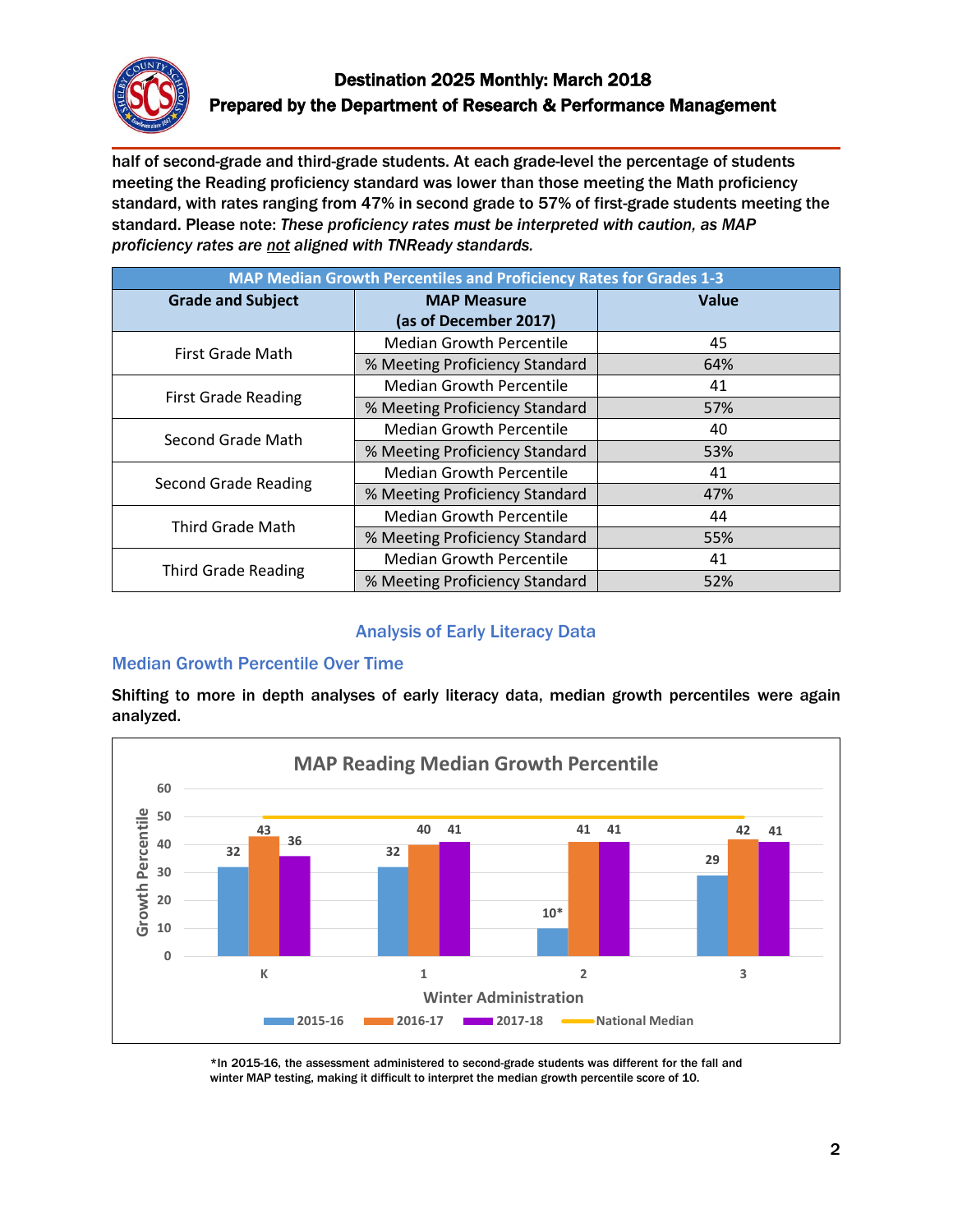half of second-grade and third-grade students. At each grade-level the percentage of students meeting the Reading proficiency standard was lower than those meeting the Math proficiency standard, with rates ranging from 47% in second grade to 57% of first-grade students meeting the standard. Please note: *These proficiency rates must be interpreted with caution, as MAP proficiency rates are* ***not*** *aligned with TNReady standards.*

| MAP Median Growth Percentiles and Proficiency Rates for Grades 1-3 | | |
|---|---|---|
| **Grade and Subject** | **MAP Measure (as of December 2017)** | **Value** |
| First Grade Math | Median Growth Percentile | 45 |
| | % Meeting Proficiency Standard | 64% |
| First Grade Reading | Median Growth Percentile | 41 |
| | % Meeting Proficiency Standard | 57% |
| Second Grade Math | Median Growth Percentile | 40 |
| | % Meeting Proficiency Standard | 53% |
| Second Grade Reading | Median Growth Percentile | 41 |
| | % Meeting Proficiency Standard | 47% |
| Third Grade Math | Median Growth Percentile | 44 |
| | % Meeting Proficiency Standard | 55% |
| Third Grade Reading | Median Growth Percentile | 41 |
| | % Meeting Proficiency Standard | 52% |

## Analysis of Early Literacy Data

### Median Growth Percentile Over Time

Shifting to more in depth analyses of early literacy data, median growth percentiles were again analyzed.

**MAP Reading Median Growth Percentile**

| Winter Administration | 2015-16 | 2016-17 | 2017-18 | National Median |
|---|---|---|---|---|
| K | 32 | 43 | 36 | 50 |
| 1 | 32 | 40 | 41 | 50 |
| 2 | 10* | 41 | 41 | 50 |
| 3 | 29 | 42 | 41 | 50 |

*In 2015-16, the assessment administered to second-grade students was different for the fall and winter MAP testing, making it difficult to interpret the median growth percentile score of 10.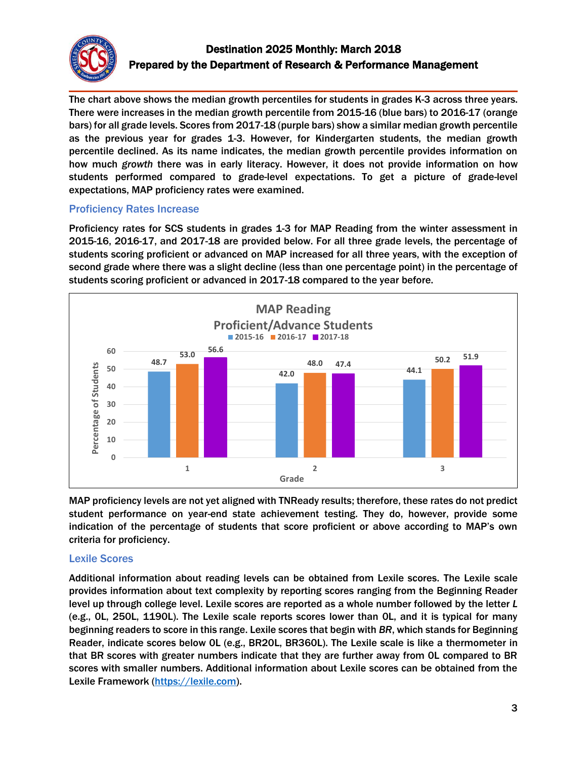The chart above shows the median growth percentiles for students in grades K-3 across three years. There were increases in the median growth percentile from 2015-16 (blue bars) to 2016-17 (orange bars) for all grade levels. Scores from 2017-18 (purple bars) show a similar median growth percentile as the previous year for grades 1-3. However, for Kindergarten students, the median growth percentile declined. As its name indicates, the median growth percentile provides information on how much *growth* there was in early literacy. However, it does not provide information on how students performed compared to grade-level expectations. To get a picture of grade-level expectations, MAP proficiency rates were examined.

## Proficiency Rates Increase

Proficiency rates for SCS students in grades 1-3 for MAP Reading from the winter assessment in 2015-16, 2016-17, and 2017-18 are provided below. For all three grade levels, the percentage of students scoring proficient or advanced on MAP increased for all three years, with the exception of second grade where there was a slight decline (less than one percentage point) in the percentage of students scoring proficient or advanced in 2017-18 compared to the year before.

**MAP Reading Proficient/Advance Students**

| Grade | 2015-16 | 2016-17 | 2017-18 |
|---|---|---|---|
| 1 | 48.7 | 53.0 | 56.6 |
| 2 | 42.0 | 48.0 | 47.4 |
| 3 | 44.1 | 50.2 | 51.9 |

MAP proficiency levels are not yet aligned with TNReady results; therefore, these rates do not predict student performance on year-end state achievement testing. They do, however, provide some indication of the percentage of students that score proficient or above according to MAP's own criteria for proficiency.

## Lexile Scores

Additional information about reading levels can be obtained from Lexile scores. The Lexile scale provides information about text complexity by reporting scores ranging from the Beginning Reader level up through college level. Lexile scores are reported as a whole number followed by the letter *L* (e.g., 0L, 250L, 1190L). The Lexile scale reports scores lower than 0L, and it is typical for many beginning readers to score in this range. Lexile scores that begin with *BR*, which stands for Beginning Reader, indicate scores below 0L (e.g., BR20L, BR360L). The Lexile scale is like a thermometer in that BR scores with greater numbers indicate that they are further away from 0L compared to BR scores with smaller numbers. Additional information about Lexile scores can be obtained from the Lexile Framework (https://lexile.com).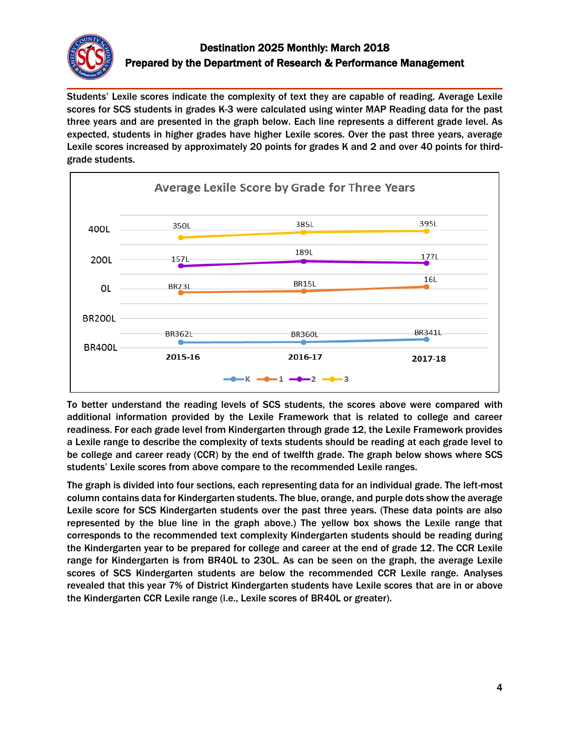Students' Lexile scores indicate the complexity of text they are capable of reading. Average Lexile scores for SCS students in grades K-3 were calculated using winter MAP Reading data for the past three years and are presented in the graph below. Each line represents a different grade level. As expected, students in higher grades have higher Lexile scores. Over the past three years, average Lexile scores increased by approximately 20 points for grades K and 2 and over 40 points for third-grade students.

**Average Lexile Score by Grade for Three Years**

| Grade | 2015-16 | 2016-17 | 2017-18 |
|---|---|---|---|
| K | BR362L | BR360L | BR341L |
| 1 | BR23L | BR15L | 16L |
| 2 | 157L | 189L | 177L |
| 3 | 350L | 385L | 395L |

To better understand the reading levels of SCS students, the scores above were compared with additional information provided by the Lexile Framework that is related to college and career readiness. For each grade level from Kindergarten through grade 12, the Lexile Framework provides a Lexile range to describe the complexity of texts students should be reading at each grade level to be college and career ready (CCR) by the end of twelfth grade. The graph below shows where SCS students' Lexile scores from above compare to the recommended Lexile ranges.

The graph is divided into four sections, each representing data for an individual grade. The left-most column contains data for Kindergarten students. The blue, orange, and purple dots show the average Lexile score for SCS Kindergarten students over the past three years. (These data points are also represented by the blue line in the graph above.) The yellow box shows the Lexile range that corresponds to the recommended text complexity Kindergarten students should be reading during the Kindergarten year to be prepared for college and career at the end of grade 12. The CCR Lexile range for Kindergarten is from BR40L to 230L. As can be seen on the graph, the average Lexile scores of SCS Kindergarten students are below the recommended CCR Lexile range. Analyses revealed that this year 7% of District Kindergarten students have Lexile scores that are in or above the Kindergarten CCR Lexile range (i.e., Lexile scores of BR40L or greater).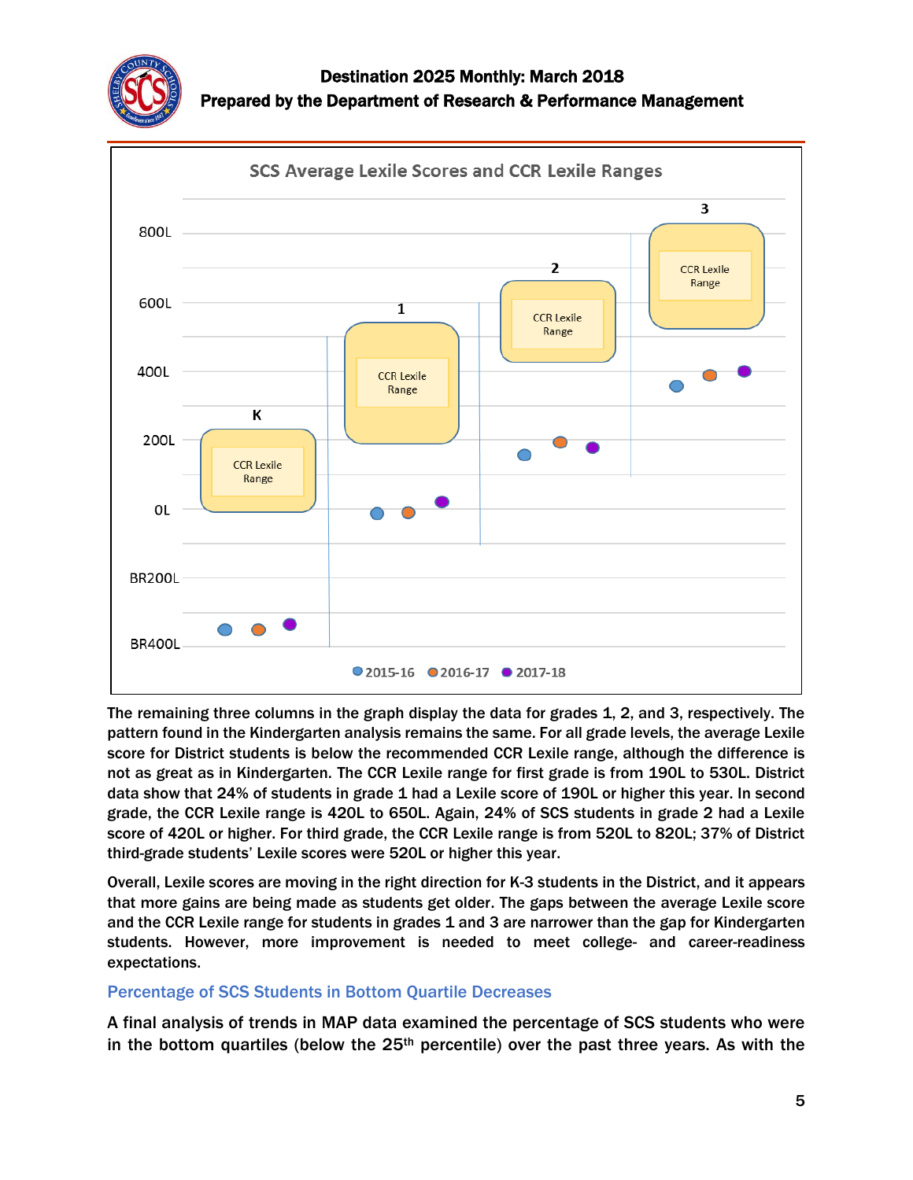SCS Average Lexile Scores and CCR Lexile Ranges

The remaining three columns in the graph display the data for grades 1, 2, and 3, respectively. The pattern found in the Kindergarten analysis remains the same. For all grade levels, the average Lexile score for District students is below the recommended CCR Lexile range, although the difference is not as great as in Kindergarten. The CCR Lexile range for first grade is from 190L to 530L. District data show that 24% of students in grade 1 had a Lexile score of 190L or higher this year. In second grade, the CCR Lexile range is 420L to 650L. Again, 24% of SCS students in grade 2 had a Lexile score of 420L or higher. For third grade, the CCR Lexile range is from 520L to 820L; 37% of District third-grade students' Lexile scores were 520L or higher this year.

Overall, Lexile scores are moving in the right direction for K-3 students in the District, and it appears that more gains are being made as students get older. The gaps between the average Lexile score and the CCR Lexile range for students in grades 1 and 3 are narrower than the gap for Kindergarten students. However, more improvement is needed to meet college- and career-readiness expectations.

## Percentage of SCS Students in Bottom Quartile Decreases

A final analysis of trends in MAP data examined the percentage of SCS students who were in the bottom quartiles (below the 25th percentile) over the past three years. As with the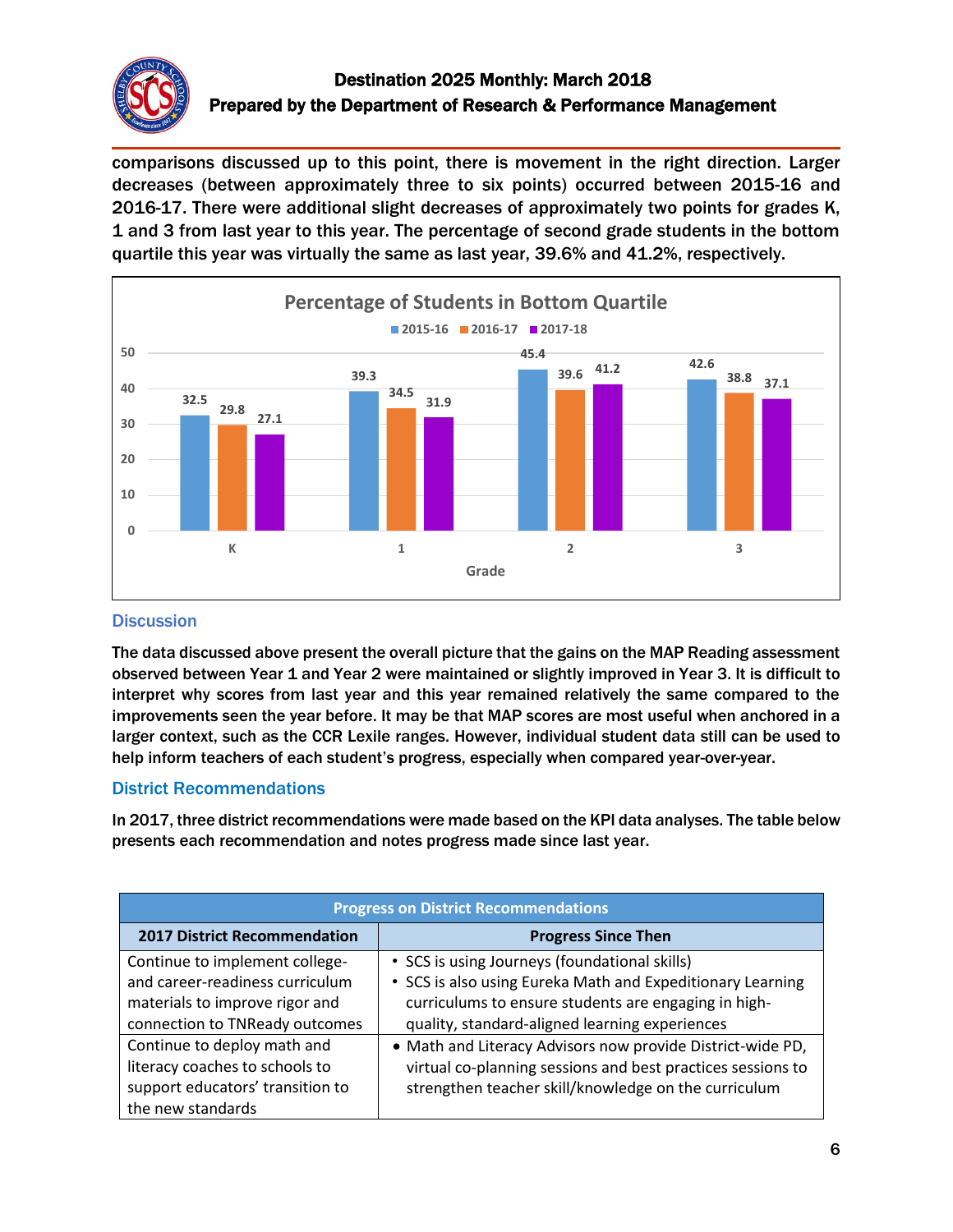comparisons discussed up to this point, there is movement in the right direction. Larger decreases (between approximately three to six points) occurred between 2015-16 and 2016-17. There were additional slight decreases of approximately two points for grades K, 1 and 3 from last year to this year. The percentage of second grade students in the bottom quartile this year was virtually the same as last year, 39.6% and 41.2%, respectively.

**Percentage of Students in Bottom Quartile**

| Grade | 2015-16 | 2016-17 | 2017-18 |
|---|---|---|---|
| K | 32.5 | 29.8 | 27.1 |
| 1 | 39.3 | 34.5 | 31.9 |
| 2 | 45.4 | 39.6 | 41.2 |
| 3 | 42.6 | 38.8 | 37.1 |

## Discussion

The data discussed above present the overall picture that the gains on the MAP Reading assessment observed between Year 1 and Year 2 were maintained or slightly improved in Year 3. It is difficult to interpret why scores from last year and this year remained relatively the same compared to the improvements seen the year before. It may be that MAP scores are most useful when anchored in a larger context, such as the CCR Lexile ranges. However, individual student data still can be used to help inform teachers of each student's progress, especially when compared year-over-year.

## District Recommendations

In 2017, three district recommendations were made based on the KPI data analyses. The table below presents each recommendation and notes progress made since last year.

| Progress on District Recommendations | |
|---|---|
| **2017 District Recommendation** | **Progress Since Then** |
| Continue to implement college- and career-readiness curriculum materials to improve rigor and connection to TNReady outcomes | • SCS is using Journeys (foundational skills)<br>• SCS is also using Eureka Math and Expeditionary Learning curriculums to ensure students are engaging in high-quality, standard-aligned learning experiences |
| Continue to deploy math and literacy coaches to schools to support educators' transition to the new standards | • Math and Literacy Advisors now provide District-wide PD, virtual co-planning sessions and best practices sessions to strengthen teacher skill/knowledge on the curriculum |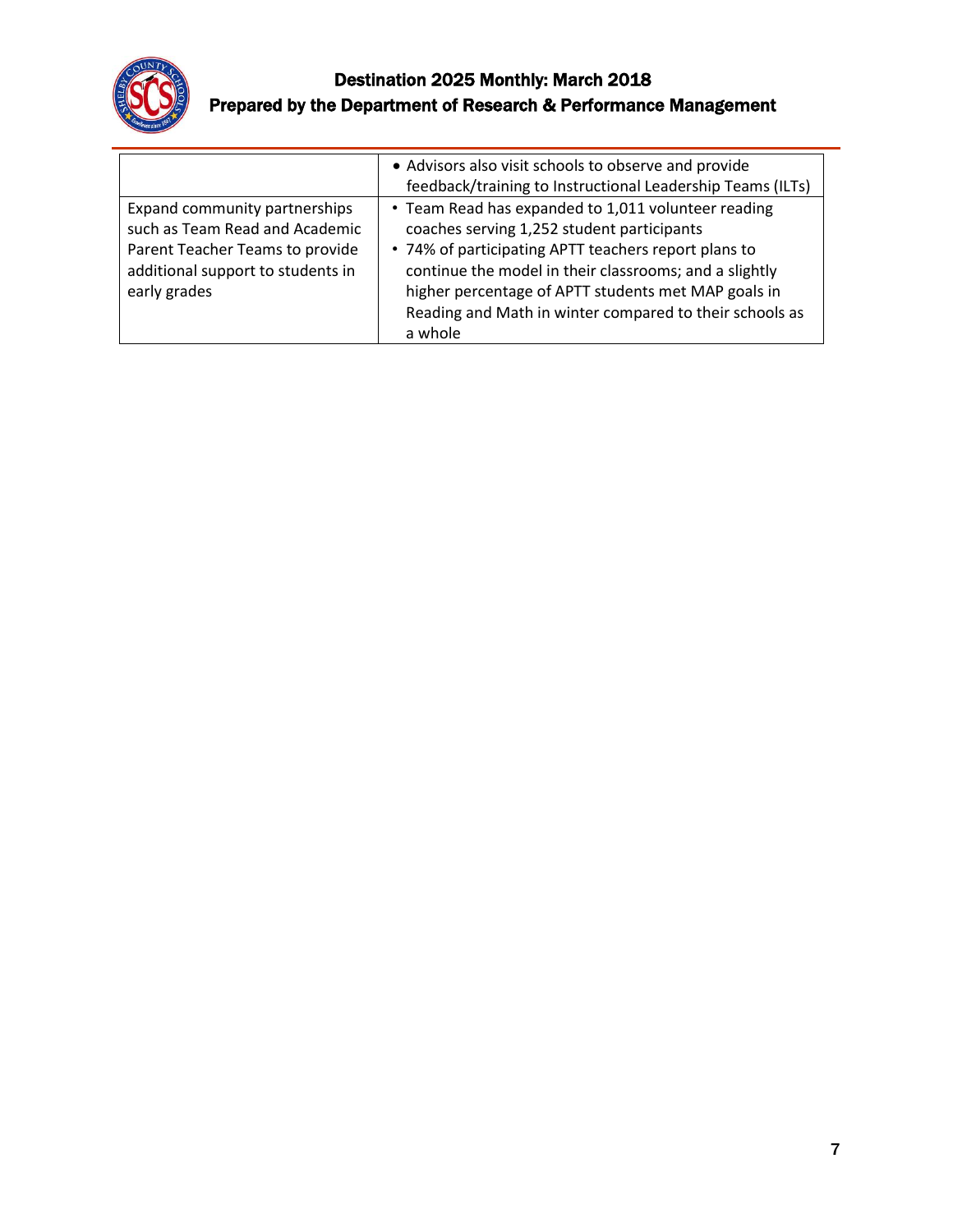| | |
|---|---|
| | • Advisors also visit schools to observe and provide feedback/training to Instructional Leadership Teams (ILTs) |
| Expand community partnerships such as Team Read and Academic Parent Teacher Teams to provide additional support to students in early grades | • Team Read has expanded to 1,011 volunteer reading coaches serving 1,252 student participants<br>• 74% of participating APTT teachers report plans to continue the model in their classrooms; and a slightly higher percentage of APTT students met MAP goals in Reading and Math in winter compared to their schools as a whole |